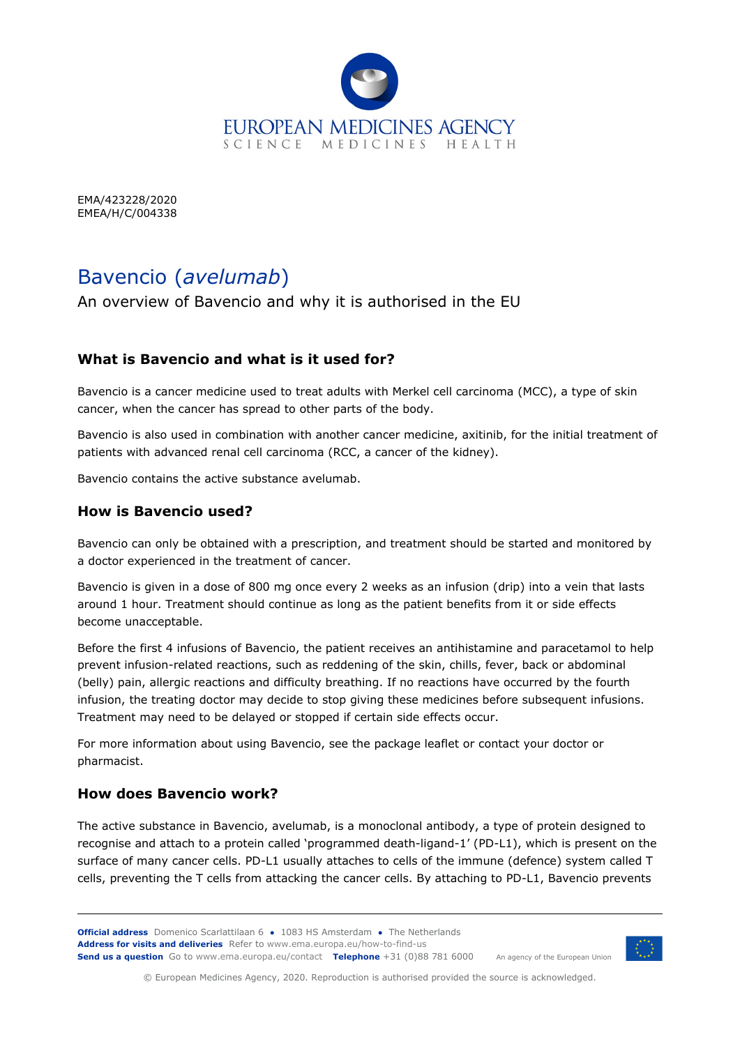EUROPEAN MEDICINES AGENCY
SCIENCE MEDICINES HEALTH

EMA/423228/2020
EMEA/H/C/004338

# Bavencio (*avelumab*)

An overview of Bavencio and why it is authorised in the EU

## What is Bavencio and what is it used for?

Bavencio is a cancer medicine used to treat adults with Merkel cell carcinoma (MCC), a type of skin cancer, when the cancer has spread to other parts of the body.

Bavencio is also used in combination with another cancer medicine, axitinib, for the initial treatment of patients with advanced renal cell carcinoma (RCC, a cancer of the kidney).

Bavencio contains the active substance avelumab.

## How is Bavencio used?

Bavencio can only be obtained with a prescription, and treatment should be started and monitored by a doctor experienced in the treatment of cancer.

Bavencio is given in a dose of 800 mg once every 2 weeks as an infusion (drip) into a vein that lasts around 1 hour. Treatment should continue as long as the patient benefits from it or side effects become unacceptable.

Before the first 4 infusions of Bavencio, the patient receives an antihistamine and paracetamol to help prevent infusion-related reactions, such as reddening of the skin, chills, fever, back or abdominal (belly) pain, allergic reactions and difficulty breathing. If no reactions have occurred by the fourth infusion, the treating doctor may decide to stop giving these medicines before subsequent infusions. Treatment may need to be delayed or stopped if certain side effects occur.

For more information about using Bavencio, see the package leaflet or contact your doctor or pharmacist.

## How does Bavencio work?

The active substance in Bavencio, avelumab, is a monoclonal antibody, a type of protein designed to recognise and attach to a protein called 'programmed death-ligand-1' (PD-L1), which is present on the surface of many cancer cells. PD-L1 usually attaches to cells of the immune (defence) system called T cells, preventing the T cells from attacking the cancer cells. By attaching to PD-L1, Bavencio prevents

**Official address** Domenico Scarlattilaan 6 ● 1083 HS Amsterdam ● The Netherlands
**Address for visits and deliveries** Refer to www.ema.europa.eu/how-to-find-us
**Send us a question** Go to www.ema.europa.eu/contact **Telephone** +31 (0)88 781 6000

An agency of the European Union

© European Medicines Agency, 2020. Reproduction is authorised provided the source is acknowledged.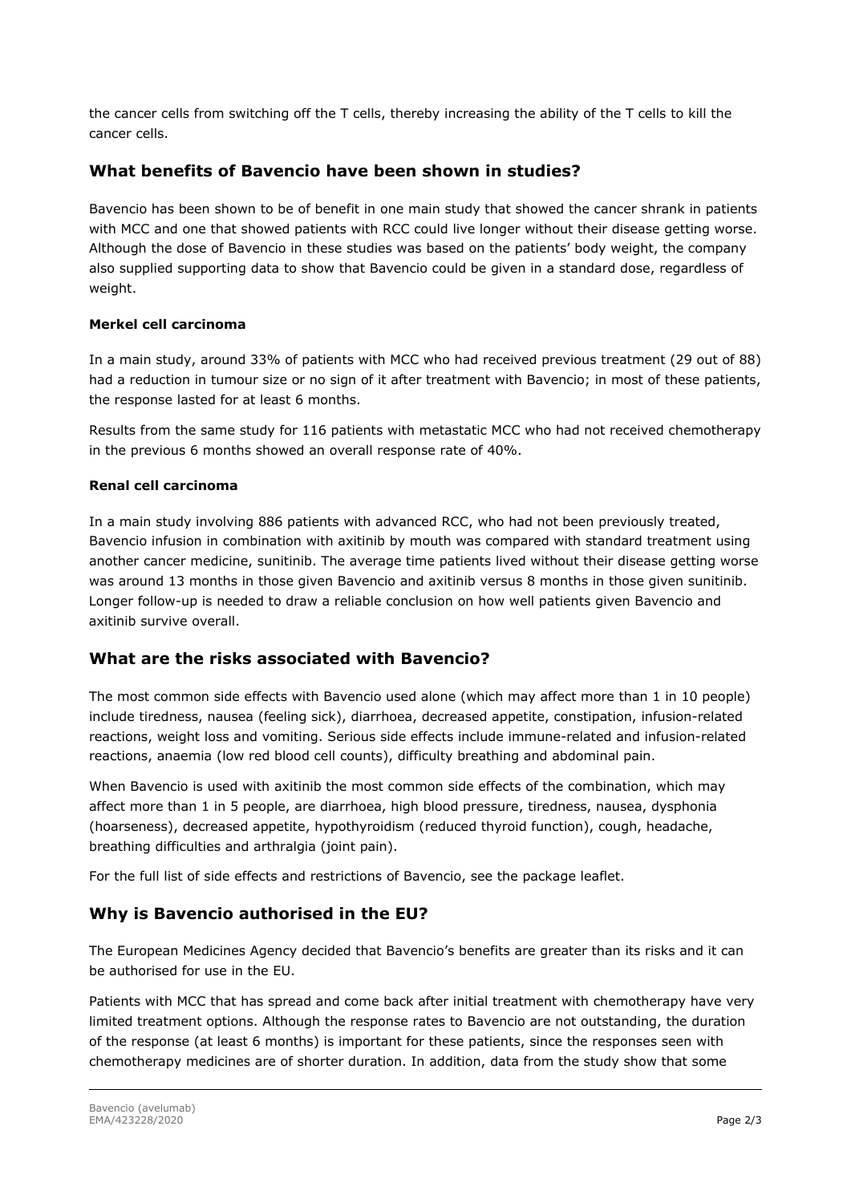the cancer cells from switching off the T cells, thereby increasing the ability of the T cells to kill the cancer cells.

## What benefits of Bavencio have been shown in studies?

Bavencio has been shown to be of benefit in one main study that showed the cancer shrank in patients with MCC and one that showed patients with RCC could live longer without their disease getting worse. Although the dose of Bavencio in these studies was based on the patients' body weight, the company also supplied supporting data to show that Bavencio could be given in a standard dose, regardless of weight.

### Merkel cell carcinoma

In a main study, around 33% of patients with MCC who had received previous treatment (29 out of 88) had a reduction in tumour size or no sign of it after treatment with Bavencio; in most of these patients, the response lasted for at least 6 months.

Results from the same study for 116 patients with metastatic MCC who had not received chemotherapy in the previous 6 months showed an overall response rate of 40%.

### Renal cell carcinoma

In a main study involving 886 patients with advanced RCC, who had not been previously treated, Bavencio infusion in combination with axitinib by mouth was compared with standard treatment using another cancer medicine, sunitinib. The average time patients lived without their disease getting worse was around 13 months in those given Bavencio and axitinib versus 8 months in those given sunitinib. Longer follow-up is needed to draw a reliable conclusion on how well patients given Bavencio and axitinib survive overall.

## What are the risks associated with Bavencio?

The most common side effects with Bavencio used alone (which may affect more than 1 in 10 people) include tiredness, nausea (feeling sick), diarrhoea, decreased appetite, constipation, infusion-related reactions, weight loss and vomiting. Serious side effects include immune-related and infusion-related reactions, anaemia (low red blood cell counts), difficulty breathing and abdominal pain.

When Bavencio is used with axitinib the most common side effects of the combination, which may affect more than 1 in 5 people, are diarrhoea, high blood pressure, tiredness, nausea, dysphonia (hoarseness), decreased appetite, hypothyroidism (reduced thyroid function), cough, headache, breathing difficulties and arthralgia (joint pain).

For the full list of side effects and restrictions of Bavencio, see the package leaflet.

## Why is Bavencio authorised in the EU?

The European Medicines Agency decided that Bavencio's benefits are greater than its risks and it can be authorised for use in the EU.

Patients with MCC that has spread and come back after initial treatment with chemotherapy have very limited treatment options. Although the response rates to Bavencio are not outstanding, the duration of the response (at least 6 months) is important for these patients, since the responses seen with chemotherapy medicines are of shorter duration. In addition, data from the study show that some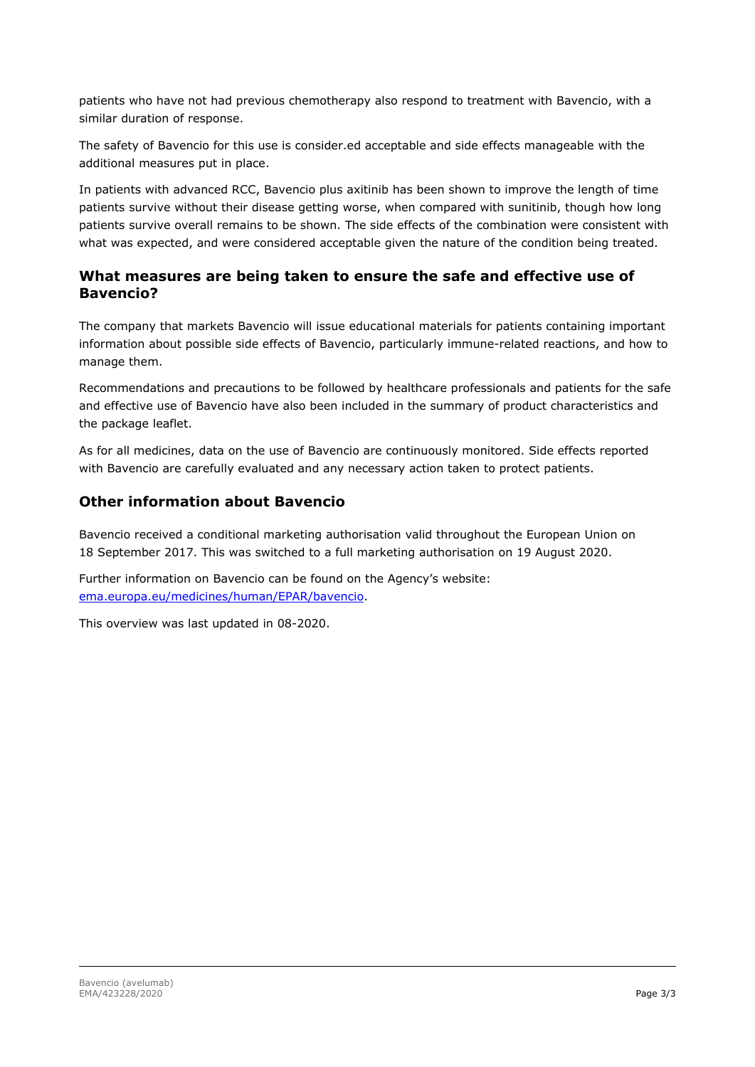patients who have not had previous chemotherapy also respond to treatment with Bavencio, with a similar duration of response.

The safety of Bavencio for this use is consider.ed acceptable and side effects manageable with the additional measures put in place.

In patients with advanced RCC, Bavencio plus axitinib has been shown to improve the length of time patients survive without their disease getting worse, when compared with sunitinib, though how long patients survive overall remains to be shown. The side effects of the combination were consistent with what was expected, and were considered acceptable given the nature of the condition being treated.

## What measures are being taken to ensure the safe and effective use of Bavencio?

The company that markets Bavencio will issue educational materials for patients containing important information about possible side effects of Bavencio, particularly immune-related reactions, and how to manage them.

Recommendations and precautions to be followed by healthcare professionals and patients for the safe and effective use of Bavencio have also been included in the summary of product characteristics and the package leaflet.

As for all medicines, data on the use of Bavencio are continuously monitored. Side effects reported with Bavencio are carefully evaluated and any necessary action taken to protect patients.

## Other information about Bavencio

Bavencio received a conditional marketing authorisation valid throughout the European Union on 18 September 2017. This was switched to a full marketing authorisation on 19 August 2020.

Further information on Bavencio can be found on the Agency's website: [ema.europa.eu/medicines/human/EPAR/bavencio](ema.europa.eu/medicines/human/EPAR/bavencio).

This overview was last updated in 08-2020.